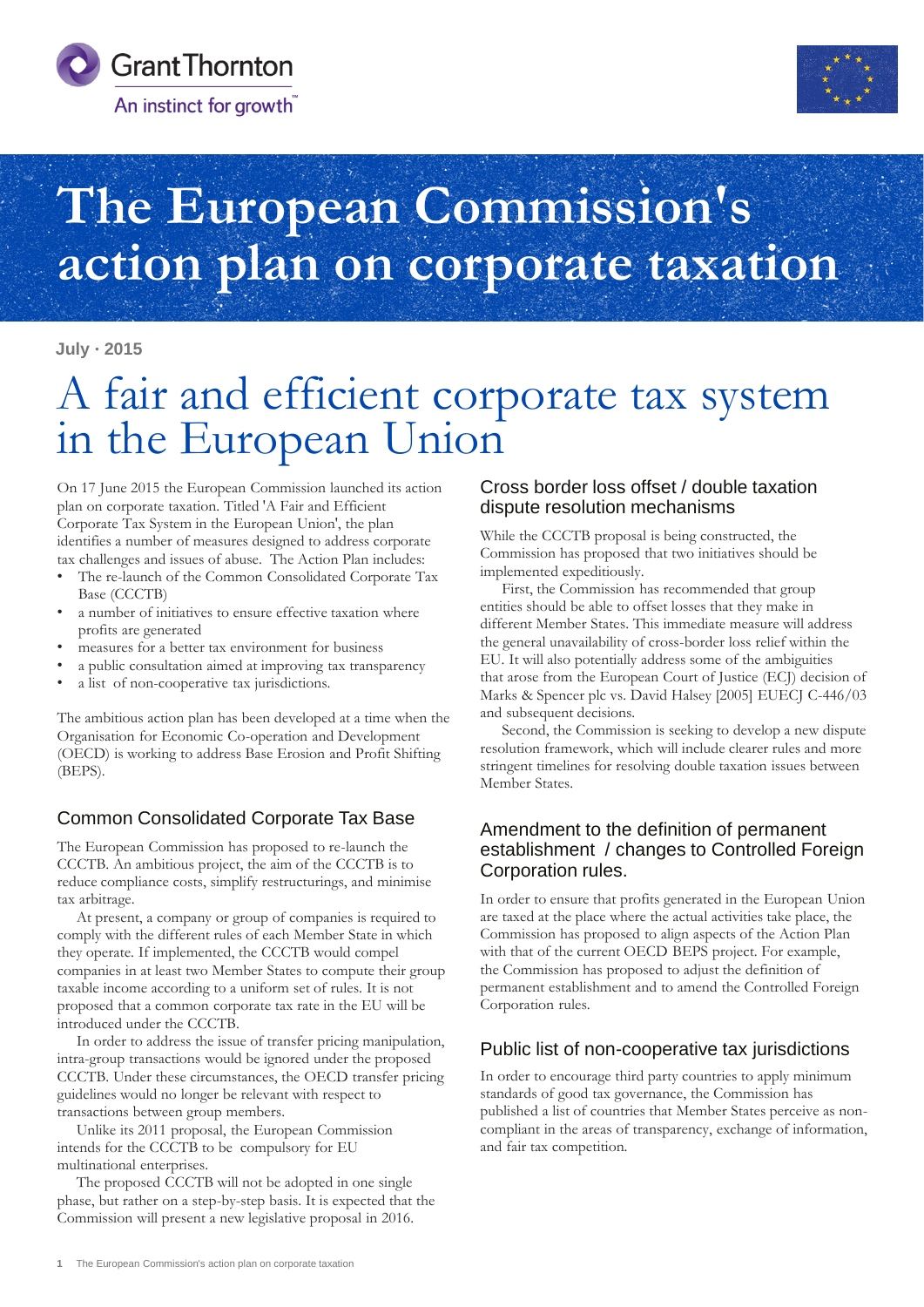Grant Thornton
An instinct for growth™

# The European Commission's action plan on corporate taxation

July · 2015

# A fair and efficient corporate tax system in the European Union

On 17 June 2015 the European Commission launched its action plan on corporate taxation. Titled 'A Fair and Efficient Corporate Tax System in the European Union', the plan identifies a number of measures designed to address corporate tax challenges and issues of abuse. The Action Plan includes:

- The re-launch of the Common Consolidated Corporate Tax Base (CCCTB)
- a number of initiatives to ensure effective taxation where profits are generated
- measures for a better tax environment for business
- a public consultation aimed at improving tax transparency
- a list of non-cooperative tax jurisdictions.

The ambitious action plan has been developed at a time when the Organisation for Economic Co-operation and Development (OECD) is working to address Base Erosion and Profit Shifting (BEPS).

## Common Consolidated Corporate Tax Base

The European Commission has proposed to re-launch the CCCTB. An ambitious project, the aim of the CCCTB is to reduce compliance costs, simplify restructurings, and minimise tax arbitrage.

At present, a company or group of companies is required to comply with the different rules of each Member State in which they operate. If implemented, the CCCTB would compel companies in at least two Member States to compute their group taxable income according to a uniform set of rules. It is not proposed that a common corporate tax rate in the EU will be introduced under the CCCTB.

In order to address the issue of transfer pricing manipulation, intra-group transactions would be ignored under the proposed CCCTB. Under these circumstances, the OECD transfer pricing guidelines would no longer be relevant with respect to transactions between group members.

Unlike its 2011 proposal, the European Commission intends for the CCCTB to be compulsory for EU multinational enterprises.

The proposed CCCTB will not be adopted in one single phase, but rather on a step-by-step basis. It is expected that the Commission will present a new legislative proposal in 2016.

## Cross border loss offset / double taxation dispute resolution mechanisms

While the CCCTB proposal is being constructed, the Commission has proposed that two initiatives should be implemented expeditiously.

First, the Commission has recommended that group entities should be able to offset losses that they make in different Member States. This immediate measure will address the general unavailability of cross-border loss relief within the EU. It will also potentially address some of the ambiguities that arose from the European Court of Justice (ECJ) decision of Marks & Spencer plc vs. David Halsey [2005] EUECJ C-446/03 and subsequent decisions.

Second, the Commission is seeking to develop a new dispute resolution framework, which will include clearer rules and more stringent timelines for resolving double taxation issues between Member States.

## Amendment to the definition of permanent establishment / changes to Controlled Foreign Corporation rules.

In order to ensure that profits generated in the European Union are taxed at the place where the actual activities take place, the Commission has proposed to align aspects of the Action Plan with that of the current OECD BEPS project. For example, the Commission has proposed to adjust the definition of permanent establishment and to amend the Controlled Foreign Corporation rules.

## Public list of non-cooperative tax jurisdictions

In order to encourage third party countries to apply minimum standards of good tax governance, the Commission has published a list of countries that Member States perceive as non-compliant in the areas of transparency, exchange of information, and fair tax competition.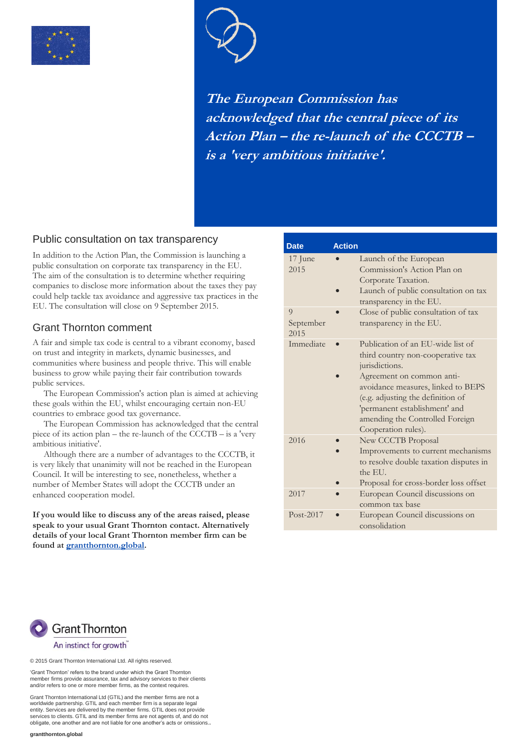*The European Commission has acknowledged that the central piece of its Action Plan – the re-launch of the CCCTB – is a 'very ambitious initiative'.*

## Public consultation on tax transparency

In addition to the Action Plan, the Commission is launching a public consultation on corporate tax transparency in the EU. The aim of the consultation is to determine whether requiring companies to disclose more information about the taxes they pay could help tackle tax avoidance and aggressive tax practices in the EU. The consultation will close on 9 September 2015.

## Grant Thornton comment

A fair and simple tax code is central to a vibrant economy, based on trust and integrity in markets, dynamic businesses, and communities where business and people thrive. This will enable business to grow while paying their fair contribution towards public services.

The European Commission's action plan is aimed at achieving these goals within the EU, whilst encouraging certain non-EU countries to embrace good tax governance.

The European Commission has acknowledged that the central piece of its action plan – the re-launch of the CCCTB – is a 'very ambitious initiative'.

Although there are a number of advantages to the CCCTB, it is very likely that unanimity will not be reached in the European Council. It will be interesting to see, nonetheless, whether a number of Member States will adopt the CCCTB under an enhanced cooperation model.

**If you would like to discuss any of the areas raised, please speak to your usual Grant Thornton contact. Alternatively details of your local Grant Thornton member firm can be found at [grantthornton.global](grantthornton.global).**

| Date | Action |
|---|---|
| 17 June 2015 | • Launch of the European Commission's Action Plan on Corporate Taxation.<br>• Launch of public consultation on tax transparency in the EU. |
| 9 September 2015 | • Close of public consultation of tax transparency in the EU. |
| Immediate | • Publication of an EU-wide list of third country non-cooperative tax jurisdictions.<br>• Agreement on common anti-avoidance measures, linked to BEPS (e.g. adjusting the definition of 'permanent establishment' and amending the Controlled Foreign Cooperation rules). |
| 2016 | • New CCCTB Proposal<br>• Improvements to current mechanisms to resolve double taxation disputes in the EU.<br>• Proposal for cross-border loss offset |
| 2017 | • European Council discussions on common tax base |
| Post-2017 | • European Council discussions on consolidation |

Grant Thornton
An instinct for growth™

© 2015 Grant Thornton International Ltd. All rights reserved.

'Grant Thornton' refers to the brand under which the Grant Thornton member firms provide assurance, tax and advisory services to their clients and/or refers to one or more member firms, as the context requires.

Grant Thornton International Ltd (GTIL) and the member firms are not a worldwide partnership. GTIL and each member firm is a separate legal entity. Services are delivered by the member firms. GTIL does not provide services to clients. GTIL and its member firms are not agents of, and do not obligate, one another and are not liable for one another's acts or omissions..

**grantthornton.global**